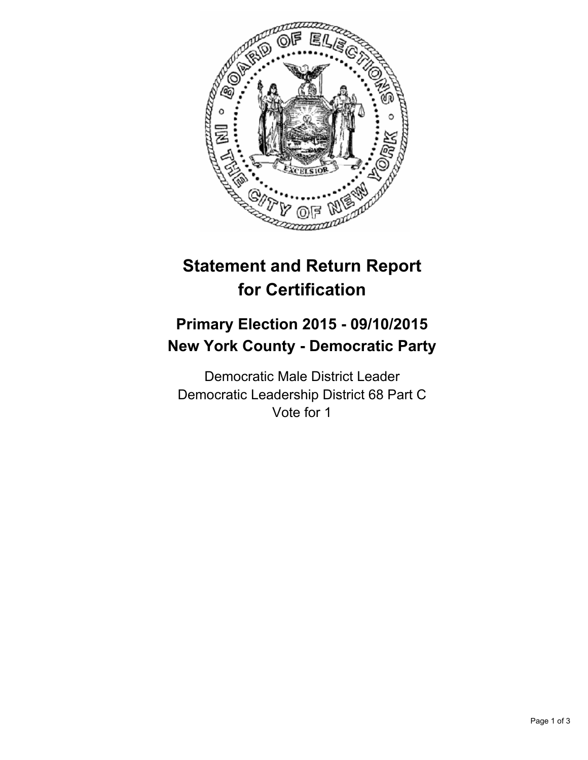# Statement and Return Report for Certification

## Primary Election 2015 - 09/10/2015
## New York County - Democratic Party

Democratic Male District Leader
Democratic Leadership District 68 Part C
Vote for 1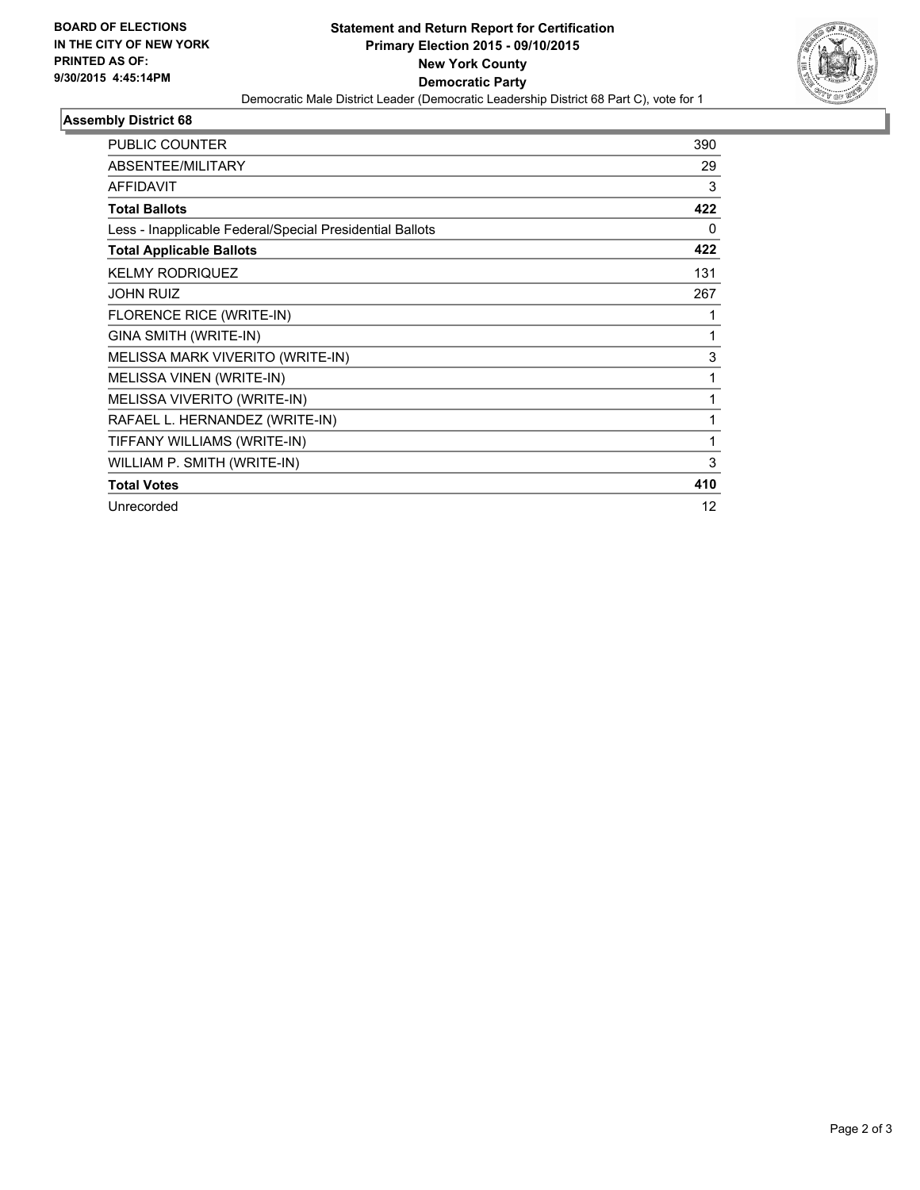BOARD OF ELECTIONS
IN THE CITY OF NEW YORK
PRINTED AS OF:
9/30/2015 4:45:14PM

**Statement and Return Report for Certification**
**Primary Election 2015 - 09/10/2015**
**New York County**
**Democratic Party**
Democratic Male District Leader (Democratic Leadership District 68 Part C), vote for 1

**Assembly District 68**

| | |
|---|---|
| PUBLIC COUNTER | 390 |
| ABSENTEE/MILITARY | 29 |
| AFFIDAVIT | 3 |
| **Total Ballots** | **422** |
| Less - Inapplicable Federal/Special Presidential Ballots | 0 |
| **Total Applicable Ballots** | **422** |
| KELMY RODRIQUEZ | 131 |
| JOHN RUIZ | 267 |
| FLORENCE RICE (WRITE-IN) | 1 |
| GINA SMITH (WRITE-IN) | 1 |
| MELISSA MARK VIVERITO (WRITE-IN) | 3 |
| MELISSA VINEN (WRITE-IN) | 1 |
| MELISSA VIVERITO (WRITE-IN) | 1 |
| RAFAEL L. HERNANDEZ (WRITE-IN) | 1 |
| TIFFANY WILLIAMS (WRITE-IN) | 1 |
| WILLIAM P. SMITH (WRITE-IN) | 3 |
| **Total Votes** | **410** |
| Unrecorded | 12 |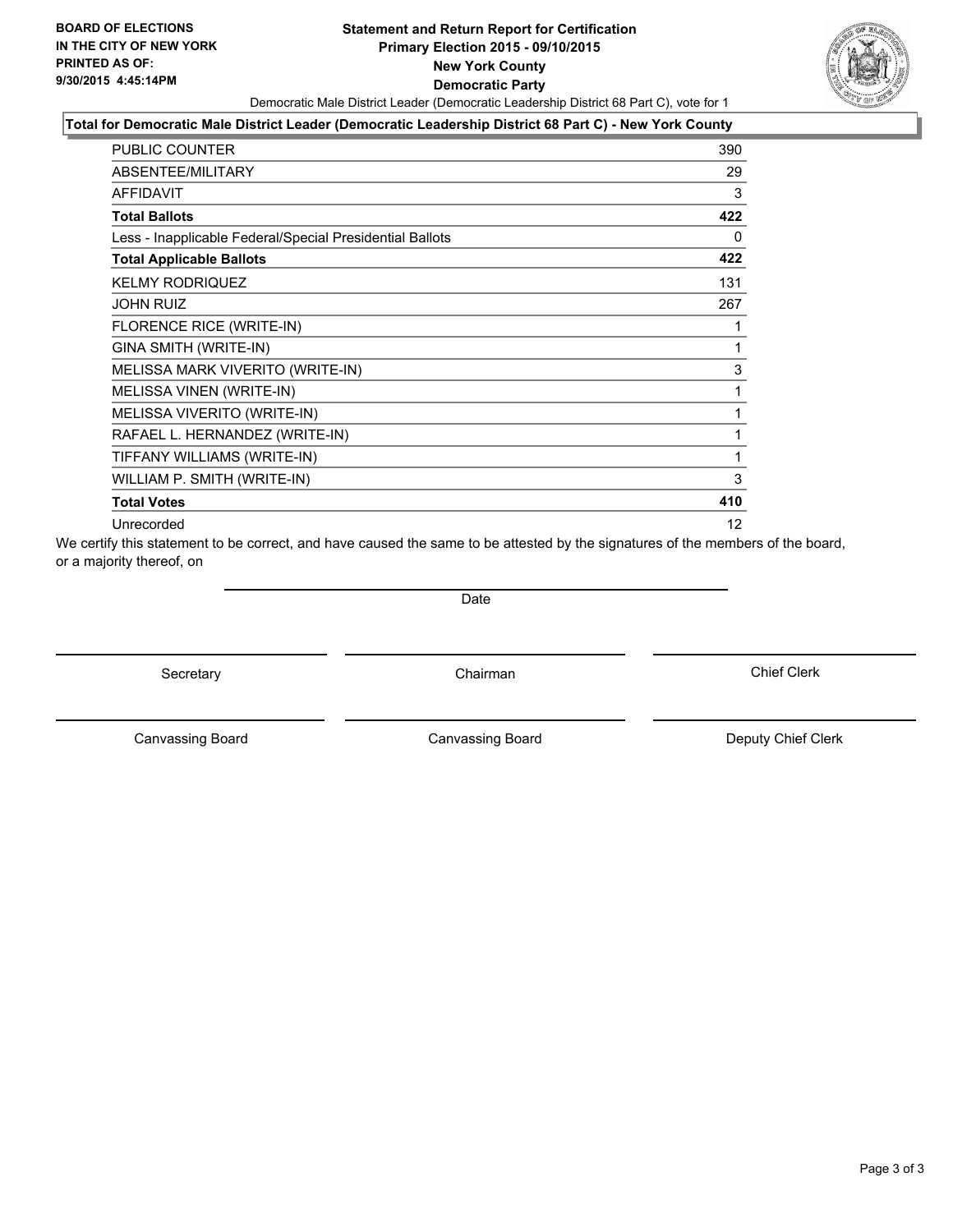**BOARD OF ELECTIONS IN THE CITY OF NEW YORK PRINTED AS OF: 9/30/2015 4:45:14PM**

**Statement and Return Report for Certification**
**Primary Election 2015 - 09/10/2015**
**New York County**
**Democratic Party**

Democratic Male District Leader (Democratic Leadership District 68 Part C), vote for 1

**Total for Democratic Male District Leader (Democratic Leadership District 68 Part C) - New York County**

| | |
|---|---|
| PUBLIC COUNTER | 390 |
| ABSENTEE/MILITARY | 29 |
| AFFIDAVIT | 3 |
| **Total Ballots** | **422** |
| Less - Inapplicable Federal/Special Presidential Ballots | 0 |
| **Total Applicable Ballots** | **422** |
| KELMY RODRIQUEZ | 131 |
| JOHN RUIZ | 267 |
| FLORENCE RICE (WRITE-IN) | 1 |
| GINA SMITH (WRITE-IN) | 1 |
| MELISSA MARK VIVERITO (WRITE-IN) | 3 |
| MELISSA VINEN (WRITE-IN) | 1 |
| MELISSA VIVERITO (WRITE-IN) | 1 |
| RAFAEL L. HERNANDEZ (WRITE-IN) | 1 |
| TIFFANY WILLIAMS (WRITE-IN) | 1 |
| WILLIAM P. SMITH (WRITE-IN) | 3 |
| **Total Votes** | **410** |
| Unrecorded | 12 |

We certify this statement to be correct, and have caused the same to be attested by the signatures of the members of the board, or a majority thereof, on

Date

Secretary | Chairman | Chief Clerk

Canvassing Board | Canvassing Board | Deputy Chief Clerk